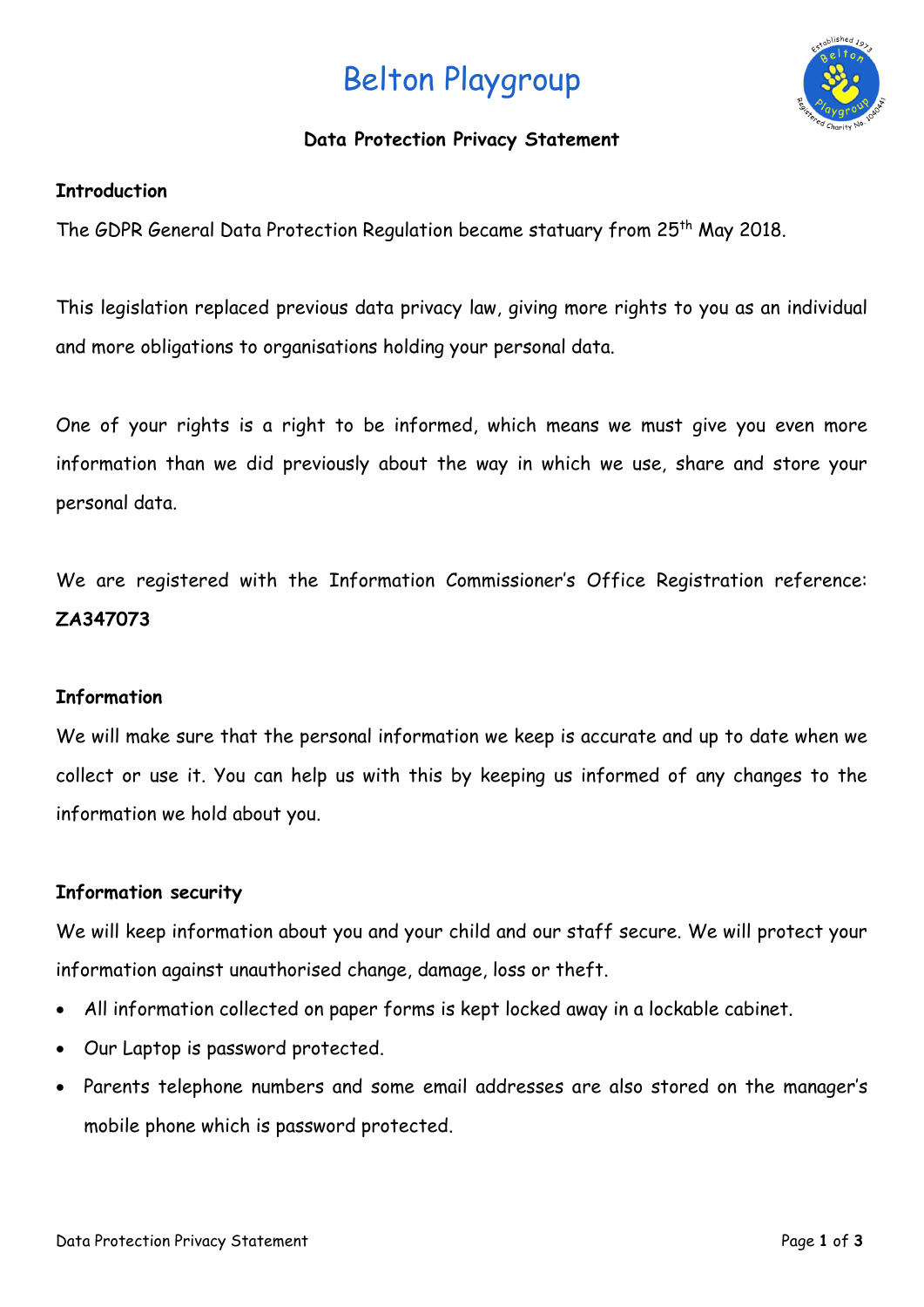# Belton Playgroup

## Data Protection Privacy Statement

**Introduction**

The GDPR General Data Protection Regulation became statuary from 25th May 2018.

This legislation replaced previous data privacy law, giving more rights to you as an individual and more obligations to organisations holding your personal data.

One of your rights is a right to be informed, which means we must give you even more information than we did previously about the way in which we use, share and store your personal data.

We are registered with the Information Commissioner's Office Registration reference: **ZA347073**

**Information**

We will make sure that the personal information we keep is accurate and up to date when we collect or use it. You can help us with this by keeping us informed of any changes to the information we hold about you.

**Information security**

We will keep information about you and your child and our staff secure. We will protect your information against unauthorised change, damage, loss or theft.

- All information collected on paper forms is kept locked away in a lockable cabinet.
- Our Laptop is password protected.
- Parents telephone numbers and some email addresses are also stored on the manager's mobile phone which is password protected.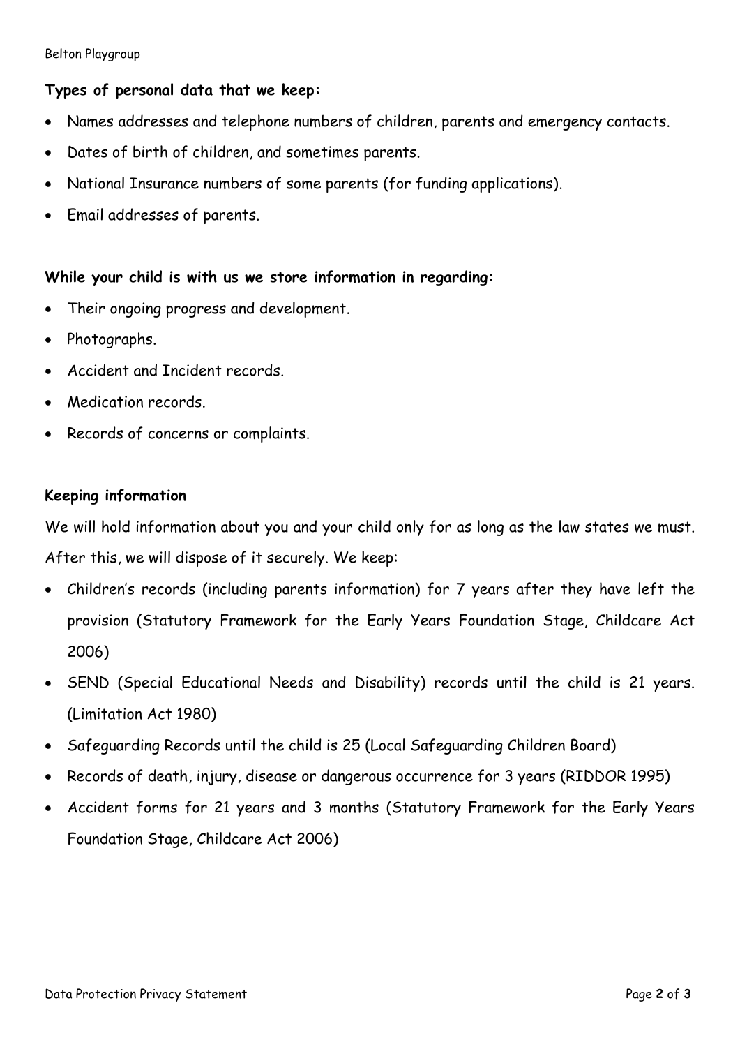**Types of personal data that we keep:**

- Names addresses and telephone numbers of children, parents and emergency contacts.
- Dates of birth of children, and sometimes parents.
- National Insurance numbers of some parents (for funding applications).
- Email addresses of parents.

**While your child is with us we store information in regarding:**

- Their ongoing progress and development.
- Photographs.
- Accident and Incident records.
- Medication records.
- Records of concerns or complaints.

**Keeping information**

We will hold information about you and your child only for as long as the law states we must. After this, we will dispose of it securely. We keep:

- Children's records (including parents information) for 7 years after they have left the provision (Statutory Framework for the Early Years Foundation Stage, Childcare Act 2006)
- SEND (Special Educational Needs and Disability) records until the child is 21 years. (Limitation Act 1980)
- Safeguarding Records until the child is 25 (Local Safeguarding Children Board)
- Records of death, injury, disease or dangerous occurrence for 3 years (RIDDOR 1995)
- Accident forms for 21 years and 3 months (Statutory Framework for the Early Years Foundation Stage, Childcare Act 2006)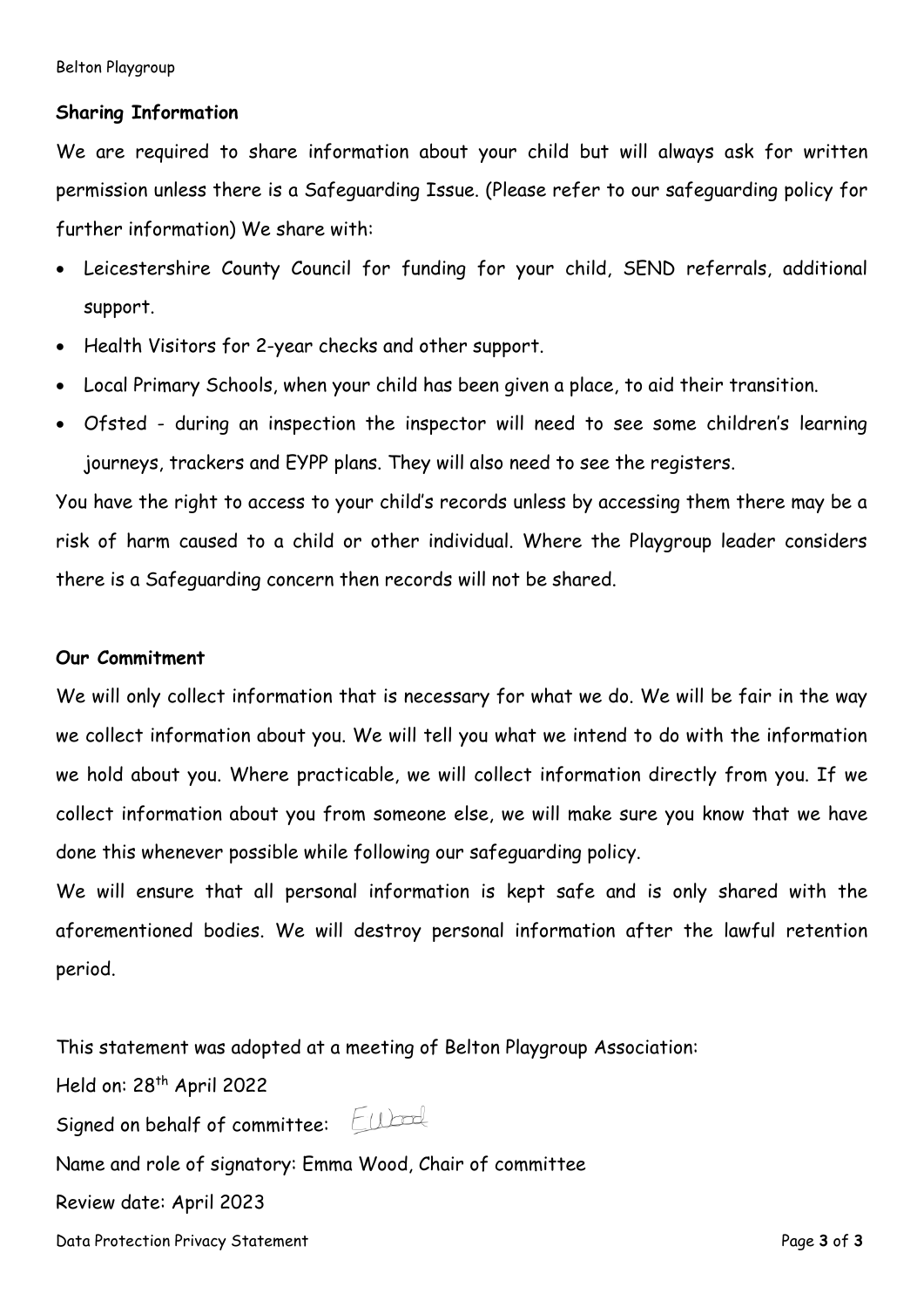## Sharing Information

We are required to share information about your child but will always ask for written permission unless there is a Safeguarding Issue. (Please refer to our safeguarding policy for further information) We share with:

- Leicestershire County Council for funding for your child, SEND referrals, additional support.
- Health Visitors for 2-year checks and other support.
- Local Primary Schools, when your child has been given a place, to aid their transition.
- Ofsted - during an inspection the inspector will need to see some children's learning journeys, trackers and EYPP plans. They will also need to see the registers.

You have the right to access to your child's records unless by accessing them there may be a risk of harm caused to a child or other individual. Where the Playgroup leader considers there is a Safeguarding concern then records will not be shared.

## Our Commitment

We will only collect information that is necessary for what we do. We will be fair in the way we collect information about you. We will tell you what we intend to do with the information we hold about you. Where practicable, we will collect information directly from you. If we collect information about you from someone else, we will make sure you know that we have done this whenever possible while following our safeguarding policy.

We will ensure that all personal information is kept safe and is only shared with the aforementioned bodies. We will destroy personal information after the lawful retention period.

This statement was adopted at a meeting of Belton Playgroup Association:

Held on: 28th April 2022

Signed on behalf of committee: E Wood

Name and role of signatory: Emma Wood, Chair of committee

Review date: April 2023